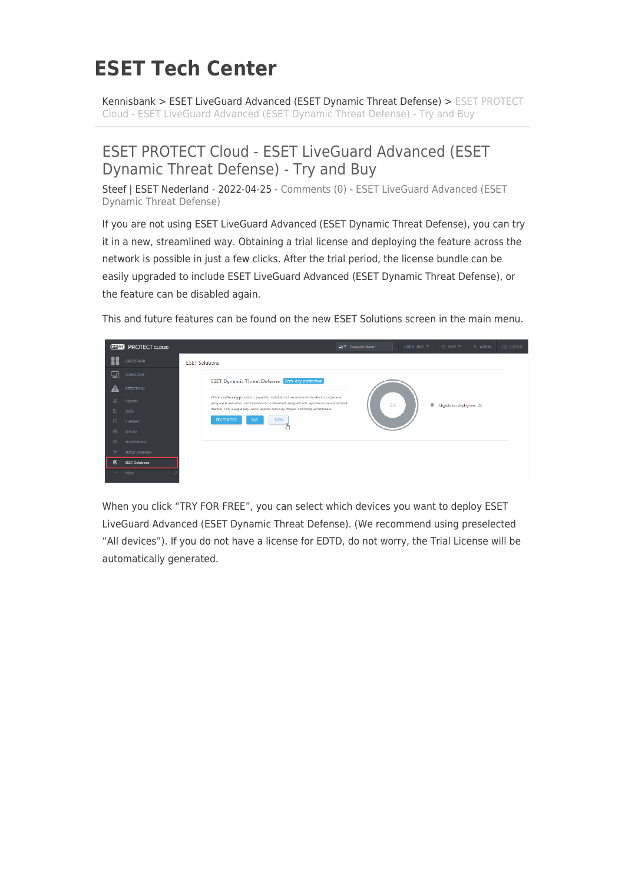# ESET Tech Center

Kennisbank > ESET LiveGuard Advanced (ESET Dynamic Threat Defense) > ESET PROTECT Cloud - ESET LiveGuard Advanced (ESET Dynamic Threat Defense) - Try and Buy

## ESET PROTECT Cloud - ESET LiveGuard Advanced (ESET Dynamic Threat Defense) - Try and Buy

Steef | ESET Nederland - 2022-04-25 - Comments (0) - ESET LiveGuard Advanced (ESET Dynamic Threat Defense)

If you are not using ESET LiveGuard Advanced (ESET Dynamic Threat Defense), you can try it in a new, streamlined way. Obtaining a trial license and deploying the feature across the network is possible in just a few clicks. After the trial period, the license bundle can be easily upgraded to include ESET LiveGuard Advanced (ESET Dynamic Threat Defense), or the feature can be disabled again.

This and future features can be found on the new ESET Solutions screen in the main menu.

When you click "TRY FOR FREE", you can select which devices you want to deploy ESET LiveGuard Advanced (ESET Dynamic Threat Defense). (We recommend using preselected "All devices"). If you do not have a license for EDTD, do not worry, the Trial License will be automatically generated.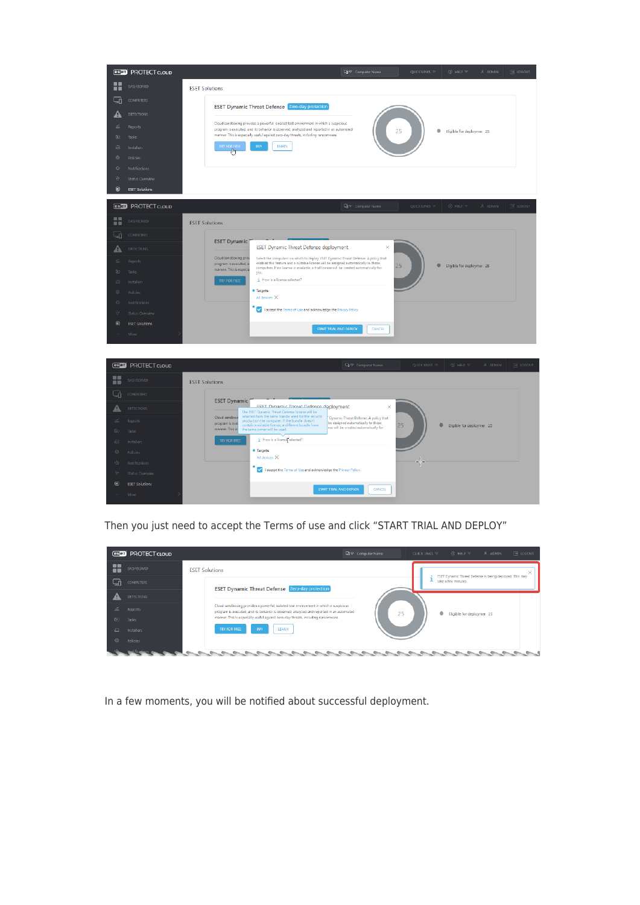Then you just need to accept the Terms of use and click “START TRIAL AND DEPLOY”

In a few moments, you will be notified about successful deployment.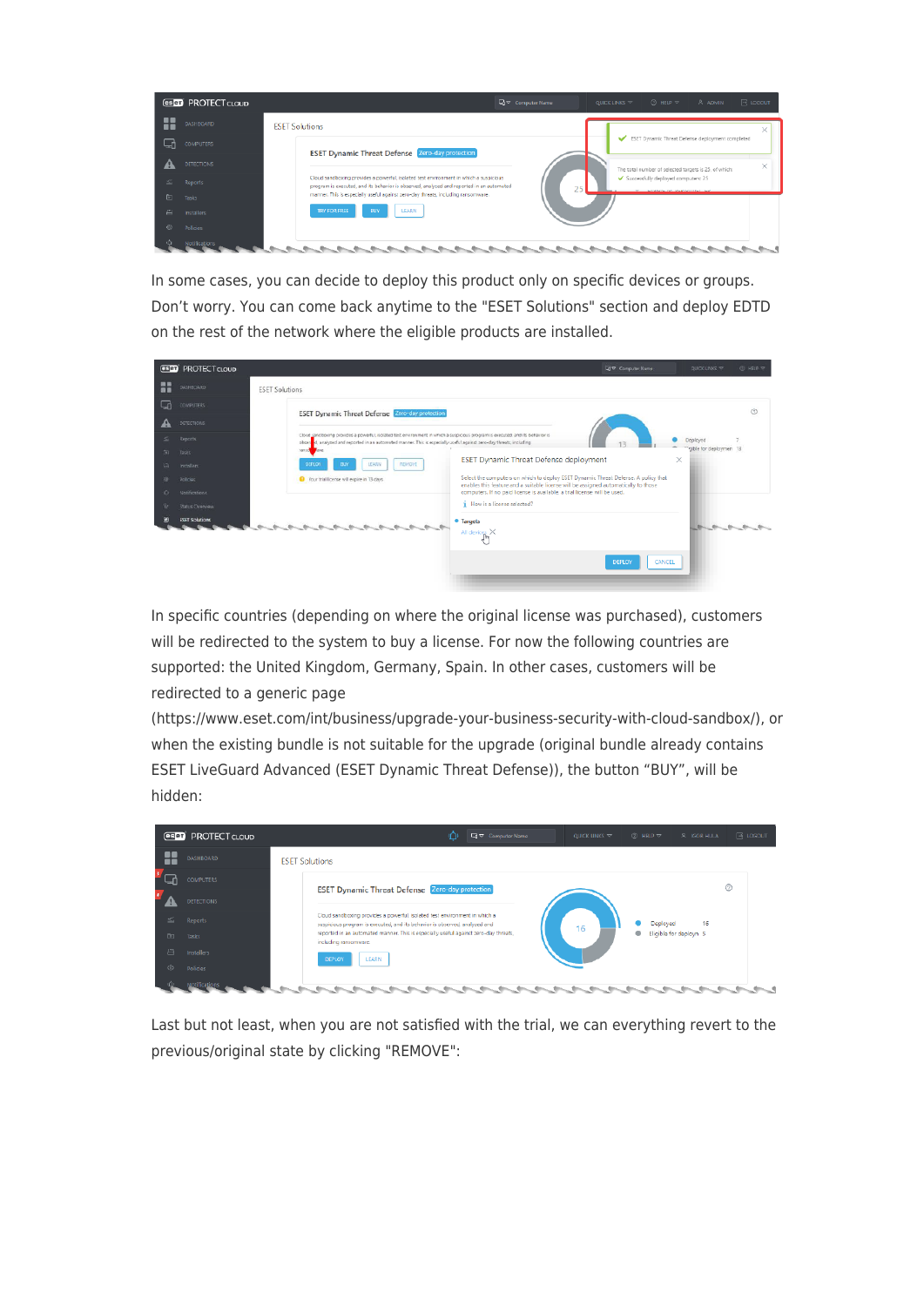In some cases, you can decide to deploy this product only on specific devices or groups. Don't worry. You can come back anytime to the "ESET Solutions" section and deploy EDTD on the rest of the network where the eligible products are installed.

In specific countries (depending on where the original license was purchased), customers will be redirected to the system to buy a license. For now the following countries are supported: the United Kingdom, Germany, Spain. In other cases, customers will be redirected to a generic page (https://www.eset.com/int/business/upgrade-your-business-security-with-cloud-sandbox/), or when the existing bundle is not suitable for the upgrade (original bundle already contains ESET LiveGuard Advanced (ESET Dynamic Threat Defense)), the button "BUY", will be hidden:

Last but not least, when you are not satisfied with the trial, we can everything revert to the previous/original state by clicking "REMOVE":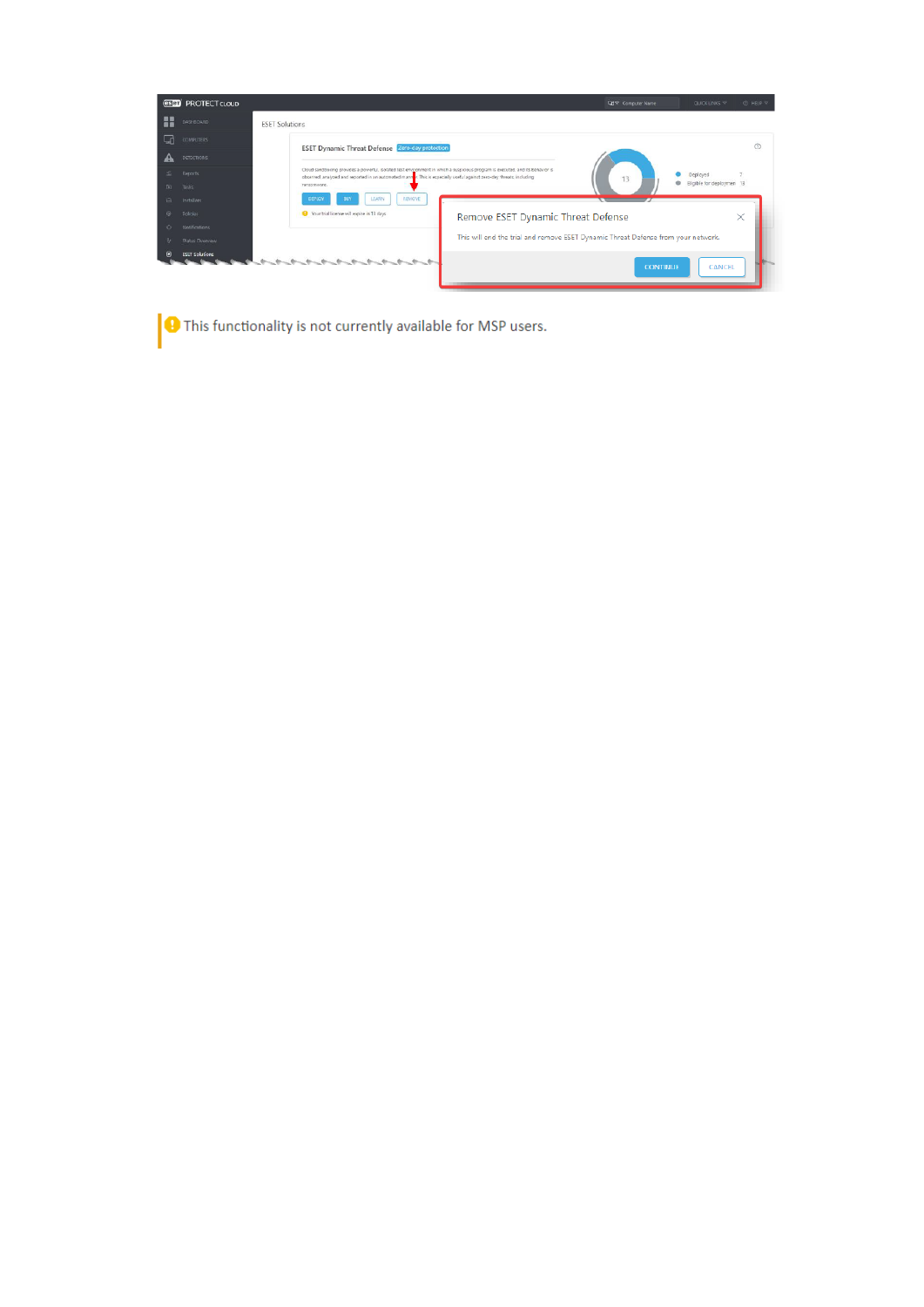This functionality is not currently available for MSP users.